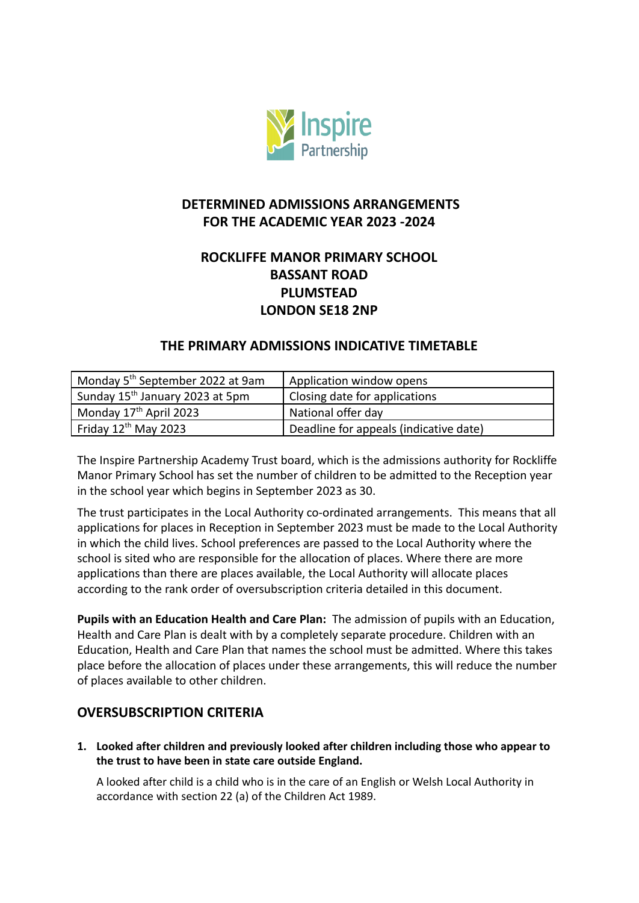Inspire Partnership

## DETERMINED ADMISSIONS ARRANGEMENTS FOR THE ACADEMIC YEAR 2023 -2024

## ROCKLIFFE MANOR PRIMARY SCHOOL
## BASSANT ROAD
## PLUMSTEAD
## LONDON SE18 2NP

## THE PRIMARY ADMISSIONS INDICATIVE TIMETABLE

| Monday 5th September 2022 at 9am | Application window opens |
|---|---|
| Sunday 15th January 2023 at 5pm | Closing date for applications |
| Monday 17th April 2023 | National offer day |
| Friday 12th May 2023 | Deadline for appeals (indicative date) |

The Inspire Partnership Academy Trust board, which is the admissions authority for Rockliffe Manor Primary School has set the number of children to be admitted to the Reception year in the school year which begins in September 2023 as 30.

The trust participates in the Local Authority co-ordinated arrangements. This means that all applications for places in Reception in September 2023 must be made to the Local Authority in which the child lives. School preferences are passed to the Local Authority where the school is sited who are responsible for the allocation of places. Where there are more applications than there are places available, the Local Authority will allocate places according to the rank order of oversubscription criteria detailed in this document.

**Pupils with an Education Health and Care Plan:** The admission of pupils with an Education, Health and Care Plan is dealt with by a completely separate procedure. Children with an Education, Health and Care Plan that names the school must be admitted. Where this takes place before the allocation of places under these arrangements, this will reduce the number of places available to other children.

## OVERSUBSCRIPTION CRITERIA

1. **Looked after children and previously looked after children including those who appear to the trust to have been in state care outside England.**

   A looked after child is a child who is in the care of an English or Welsh Local Authority in accordance with section 22 (a) of the Children Act 1989.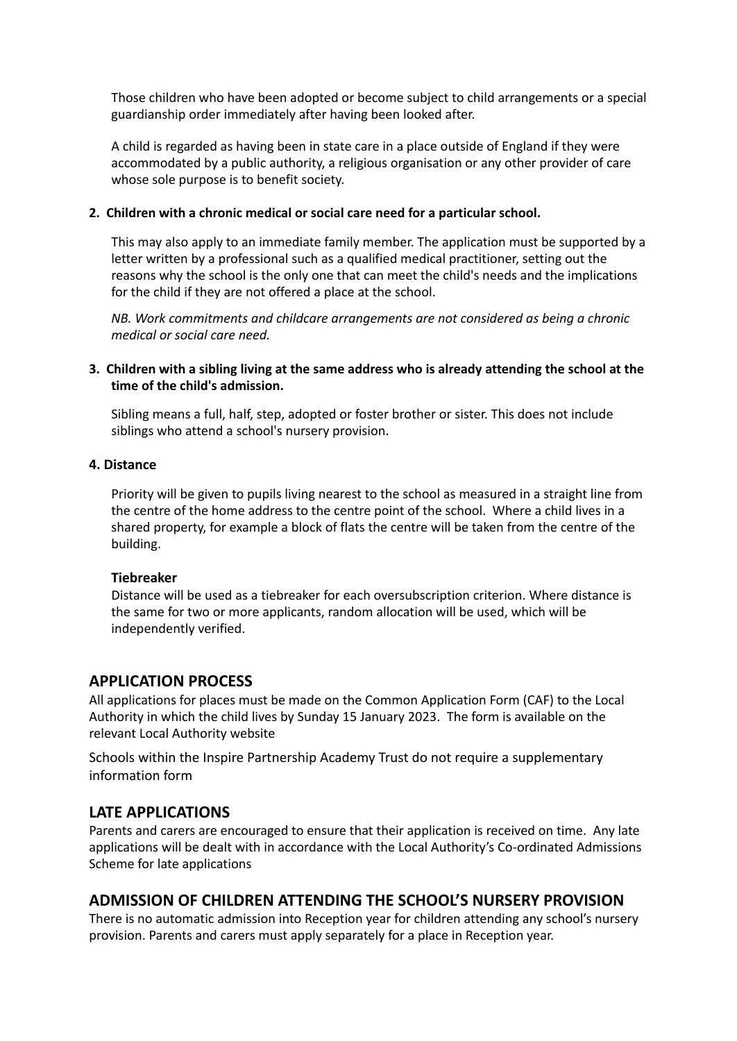Those children who have been adopted or become subject to child arrangements or a special guardianship order immediately after having been looked after.

A child is regarded as having been in state care in a place outside of England if they were accommodated by a public authority, a religious organisation or any other provider of care whose sole purpose is to benefit society.

**2. Children with a chronic medical or social care need for a particular school.**

This may also apply to an immediate family member. The application must be supported by a letter written by a professional such as a qualified medical practitioner, setting out the reasons why the school is the only one that can meet the child's needs and the implications for the child if they are not offered a place at the school.

*NB. Work commitments and childcare arrangements are not considered as being a chronic medical or social care need.*

**3. Children with a sibling living at the same address who is already attending the school at the time of the child's admission.**

Sibling means a full, half, step, adopted or foster brother or sister. This does not include siblings who attend a school's nursery provision.

**4. Distance**

Priority will be given to pupils living nearest to the school as measured in a straight line from the centre of the home address to the centre point of the school. Where a child lives in a shared property, for example a block of flats the centre will be taken from the centre of the building.

**Tiebreaker**

Distance will be used as a tiebreaker for each oversubscription criterion. Where distance is the same for two or more applicants, random allocation will be used, which will be independently verified.

## APPLICATION PROCESS

All applications for places must be made on the Common Application Form (CAF) to the Local Authority in which the child lives by Sunday 15 January 2023. The form is available on the relevant Local Authority website

Schools within the Inspire Partnership Academy Trust do not require a supplementary information form

## LATE APPLICATIONS

Parents and carers are encouraged to ensure that their application is received on time. Any late applications will be dealt with in accordance with the Local Authority's Co-ordinated Admissions Scheme for late applications

## ADMISSION OF CHILDREN ATTENDING THE SCHOOL'S NURSERY PROVISION

There is no automatic admission into Reception year for children attending any school's nursery provision. Parents and carers must apply separately for a place in Reception year.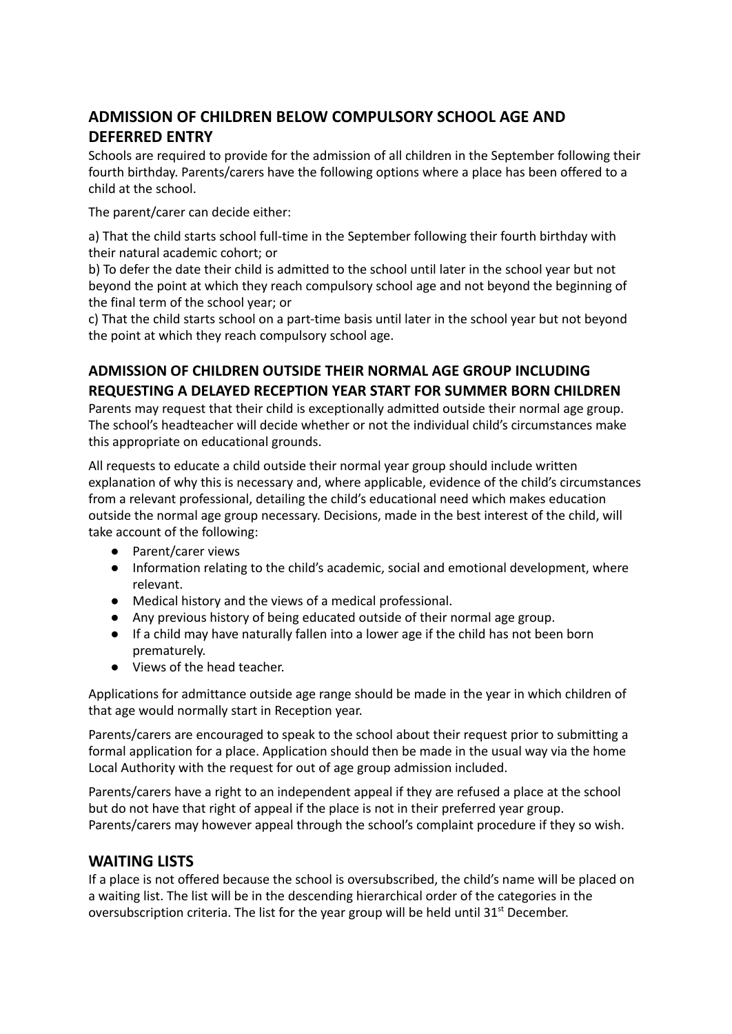## ADMISSION OF CHILDREN BELOW COMPULSORY SCHOOL AGE AND DEFERRED ENTRY

Schools are required to provide for the admission of all children in the September following their fourth birthday. Parents/carers have the following options where a place has been offered to a child at the school.

The parent/carer can decide either:

a) That the child starts school full-time in the September following their fourth birthday with their natural academic cohort; or
b) To defer the date their child is admitted to the school until later in the school year but not beyond the point at which they reach compulsory school age and not beyond the beginning of the final term of the school year; or
c) That the child starts school on a part-time basis until later in the school year but not beyond the point at which they reach compulsory school age.

## ADMISSION OF CHILDREN OUTSIDE THEIR NORMAL AGE GROUP INCLUDING REQUESTING A DELAYED RECEPTION YEAR START FOR SUMMER BORN CHILDREN

Parents may request that their child is exceptionally admitted outside their normal age group. The school's headteacher will decide whether or not the individual child's circumstances make this appropriate on educational grounds.

All requests to educate a child outside their normal year group should include written explanation of why this is necessary and, where applicable, evidence of the child's circumstances from a relevant professional, detailing the child's educational need which makes education outside the normal age group necessary. Decisions, made in the best interest of the child, will take account of the following:

- Parent/carer views
- Information relating to the child's academic, social and emotional development, where relevant.
- Medical history and the views of a medical professional.
- Any previous history of being educated outside of their normal age group.
- If a child may have naturally fallen into a lower age if the child has not been born prematurely.
- Views of the head teacher.

Applications for admittance outside age range should be made in the year in which children of that age would normally start in Reception year.

Parents/carers are encouraged to speak to the school about their request prior to submitting a formal application for a place. Application should then be made in the usual way via the home Local Authority with the request for out of age group admission included.

Parents/carers have a right to an independent appeal if they are refused a place at the school but do not have that right of appeal if the place is not in their preferred year group. Parents/carers may however appeal through the school's complaint procedure if they so wish.

## WAITING LISTS

If a place is not offered because the school is oversubscribed, the child's name will be placed on a waiting list. The list will be in the descending hierarchical order of the categories in the oversubscription criteria. The list for the year group will be held until 31st December.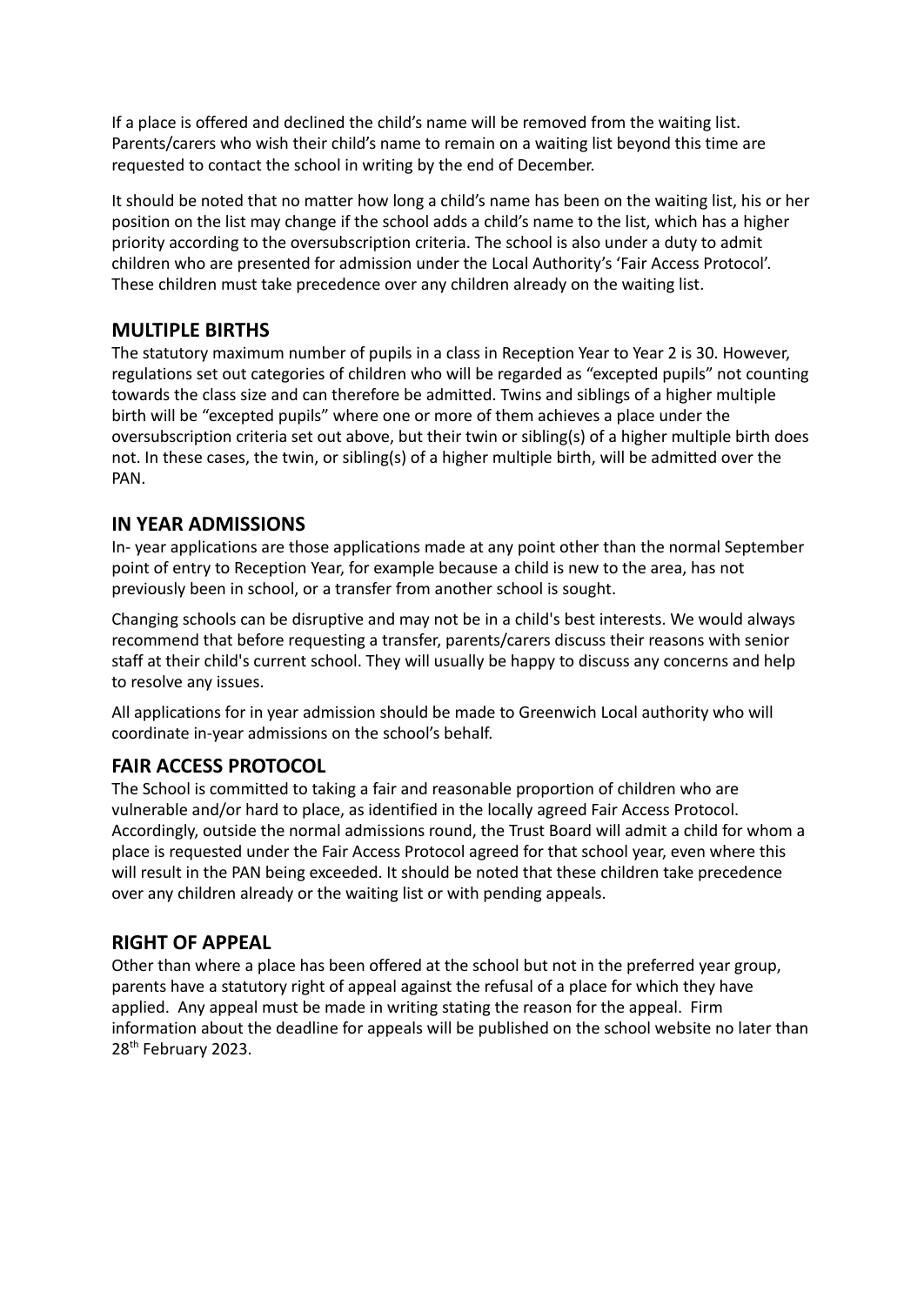If a place is offered and declined the child's name will be removed from the waiting list. Parents/carers who wish their child's name to remain on a waiting list beyond this time are requested to contact the school in writing by the end of December.

It should be noted that no matter how long a child's name has been on the waiting list, his or her position on the list may change if the school adds a child's name to the list, which has a higher priority according to the oversubscription criteria. The school is also under a duty to admit children who are presented for admission under the Local Authority's 'Fair Access Protocol'. These children must take precedence over any children already on the waiting list.

## MULTIPLE BIRTHS

The statutory maximum number of pupils in a class in Reception Year to Year 2 is 30. However, regulations set out categories of children who will be regarded as "excepted pupils" not counting towards the class size and can therefore be admitted. Twins and siblings of a higher multiple birth will be "excepted pupils" where one or more of them achieves a place under the oversubscription criteria set out above, but their twin or sibling(s) of a higher multiple birth does not. In these cases, the twin, or sibling(s) of a higher multiple birth, will be admitted over the PAN.

## IN YEAR ADMISSIONS

In- year applications are those applications made at any point other than the normal September point of entry to Reception Year, for example because a child is new to the area, has not previously been in school, or a transfer from another school is sought.

Changing schools can be disruptive and may not be in a child's best interests. We would always recommend that before requesting a transfer, parents/carers discuss their reasons with senior staff at their child's current school. They will usually be happy to discuss any concerns and help to resolve any issues.

All applications for in year admission should be made to Greenwich Local authority who will coordinate in-year admissions on the school's behalf.

## FAIR ACCESS PROTOCOL

The School is committed to taking a fair and reasonable proportion of children who are vulnerable and/or hard to place, as identified in the locally agreed Fair Access Protocol. Accordingly, outside the normal admissions round, the Trust Board will admit a child for whom a place is requested under the Fair Access Protocol agreed for that school year, even where this will result in the PAN being exceeded. It should be noted that these children take precedence over any children already or the waiting list or with pending appeals.

## RIGHT OF APPEAL

Other than where a place has been offered at the school but not in the preferred year group, parents have a statutory right of appeal against the refusal of a place for which they have applied. Any appeal must be made in writing stating the reason for the appeal. Firm information about the deadline for appeals will be published on the school website no later than 28th February 2023.